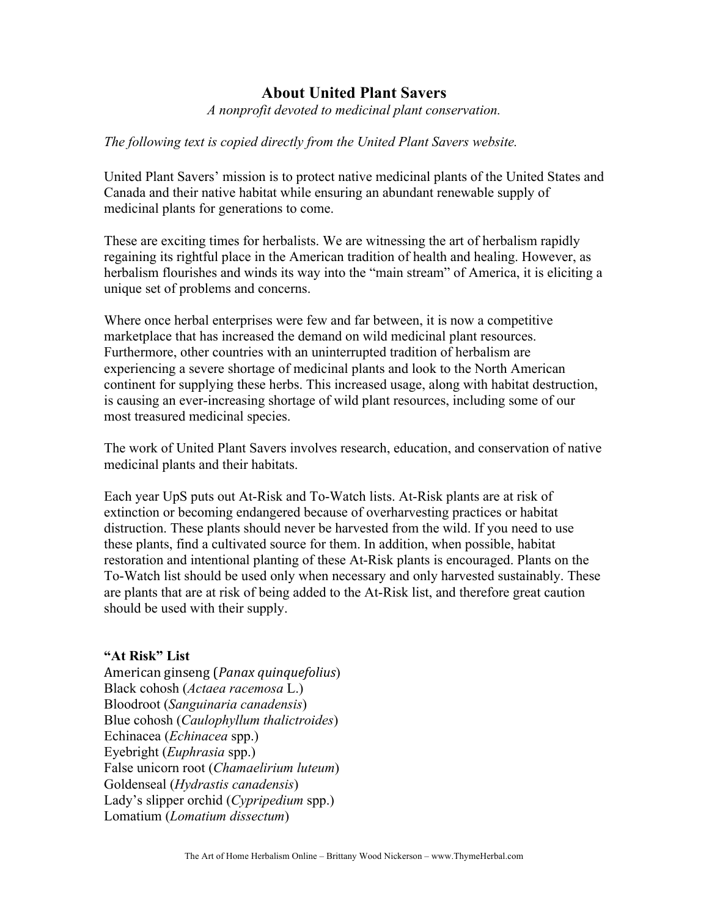# About United Plant Savers

*A nonprofit devoted to medicinal plant conservation.*

*The following text is copied directly from the United Plant Savers website.*

United Plant Savers' mission is to protect native medicinal plants of the United States and Canada and their native habitat while ensuring an abundant renewable supply of medicinal plants for generations to come.

These are exciting times for herbalists. We are witnessing the art of herbalism rapidly regaining its rightful place in the American tradition of health and healing. However, as herbalism flourishes and winds its way into the "main stream" of America, it is eliciting a unique set of problems and concerns.

Where once herbal enterprises were few and far between, it is now a competitive marketplace that has increased the demand on wild medicinal plant resources. Furthermore, other countries with an uninterrupted tradition of herbalism are experiencing a severe shortage of medicinal plants and look to the North American continent for supplying these herbs. This increased usage, along with habitat destruction, is causing an ever-increasing shortage of wild plant resources, including some of our most treasured medicinal species.

The work of United Plant Savers involves research, education, and conservation of native medicinal plants and their habitats.

Each year UpS puts out At-Risk and To-Watch lists. At-Risk plants are at risk of extinction or becoming endangered because of overharvesting practices or habitat distruction. These plants should never be harvested from the wild. If you need to use these plants, find a cultivated source for them. In addition, when possible, habitat restoration and intentional planting of these At-Risk plants is encouraged. Plants on the To-Watch list should be used only when necessary and only harvested sustainably. These are plants that are at risk of being added to the At-Risk list, and therefore great caution should be used with their supply.

**"At Risk" List**

American ginseng (*Panax quinquefolius*)
Black cohosh (*Actaea racemosa* L.)
Bloodroot (*Sanguinaria canadensis*)
Blue cohosh (*Caulophyllum thalictroides*)
Echinacea (*Echinacea* spp.)
Eyebright (*Euphrasia* spp.)
False unicorn root (*Chamaelirium luteum*)
Goldenseal (*Hydrastis canadensis*)
Lady's slipper orchid (*Cypripedium* spp.)
Lomatium (*Lomatium dissectum*)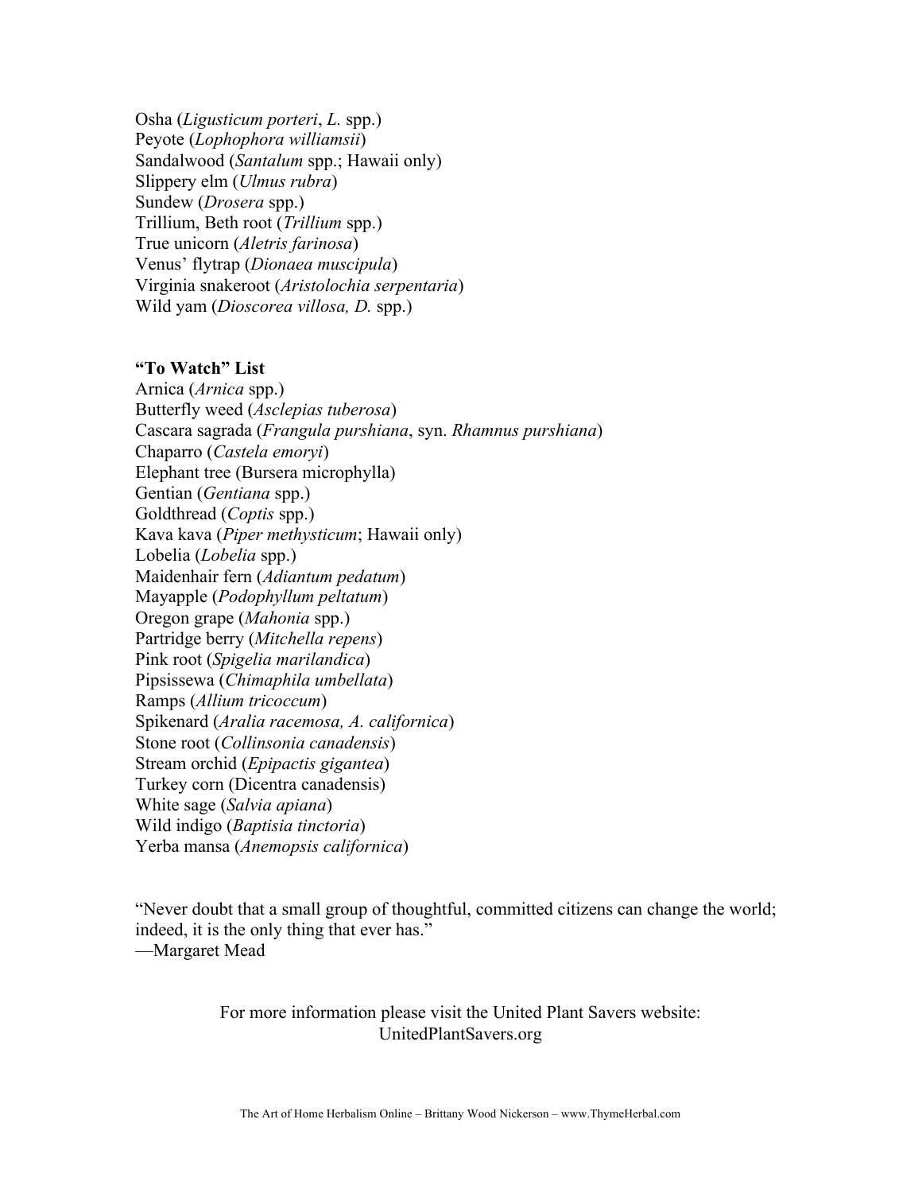Osha (*Ligusticum porteri*, *L.* spp.)
Peyote (*Lophophora williamsii*)
Sandalwood (*Santalum* spp.; Hawaii only)
Slippery elm (*Ulmus rubra*)
Sundew (*Drosera* spp.)
Trillium, Beth root (*Trillium* spp.)
True unicorn (*Aletris farinosa*)
Venus' flytrap (*Dionaea muscipula*)
Virginia snakeroot (*Aristolochia serpentaria*)
Wild yam (*Dioscorea villosa, D.* spp.)

**"To Watch" List**

Arnica (*Arnica* spp.)
Butterfly weed (*Asclepias tuberosa*)
Cascara sagrada (*Frangula purshiana*, syn. *Rhamnus purshiana*)
Chaparro (*Castela emoryi*)
Elephant tree (Bursera microphylla)
Gentian (*Gentiana* spp.)
Goldthread (*Coptis* spp.)
Kava kava (*Piper methysticum*; Hawaii only)
Lobelia (*Lobelia* spp.)
Maidenhair fern (*Adiantum pedatum*)
Mayapple (*Podophyllum peltatum*)
Oregon grape (*Mahonia* spp.)
Partridge berry (*Mitchella repens*)
Pink root (*Spigelia marilandica*)
Pipsissewa (*Chimaphila umbellata*)
Ramps (*Allium tricoccum*)
Spikenard (*Aralia racemosa, A. californica*)
Stone root (*Collinsonia canadensis*)
Stream orchid (*Epipactis gigantea*)
Turkey corn (Dicentra canadensis)
White sage (*Salvia apiana*)
Wild indigo (*Baptisia tinctoria*)
Yerba mansa (*Anemopsis californica*)

"Never doubt that a small group of thoughtful, committed citizens can change the world; indeed, it is the only thing that ever has."
—Margaret Mead

For more information please visit the United Plant Savers website:
UnitedPlantSavers.org